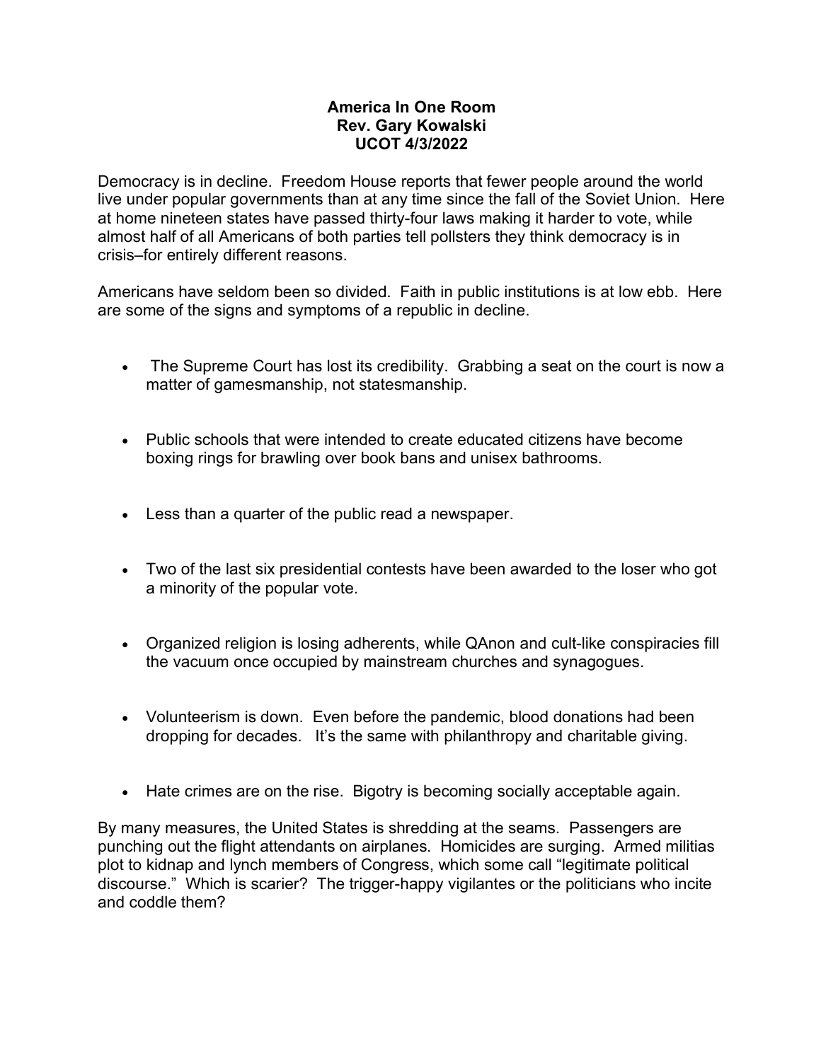**America In One Room**
**Rev. Gary Kowalski**
**UCOT 4/3/2022**

Democracy is in decline. Freedom House reports that fewer people around the world live under popular governments than at any time since the fall of the Soviet Union. Here at home nineteen states have passed thirty-four laws making it harder to vote, while almost half of all Americans of both parties tell pollsters they think democracy is in crisis–for entirely different reasons.

Americans have seldom been so divided. Faith in public institutions is at low ebb. Here are some of the signs and symptoms of a republic in decline.

- The Supreme Court has lost its credibility. Grabbing a seat on the court is now a matter of gamesmanship, not statesmanship.
- Public schools that were intended to create educated citizens have become boxing rings for brawling over book bans and unisex bathrooms.
- Less than a quarter of the public read a newspaper.
- Two of the last six presidential contests have been awarded to the loser who got a minority of the popular vote.
- Organized religion is losing adherents, while QAnon and cult-like conspiracies fill the vacuum once occupied by mainstream churches and synagogues.
- Volunteerism is down. Even before the pandemic, blood donations had been dropping for decades. It's the same with philanthropy and charitable giving.
- Hate crimes are on the rise. Bigotry is becoming socially acceptable again.

By many measures, the United States is shredding at the seams. Passengers are punching out the flight attendants on airplanes. Homicides are surging. Armed militias plot to kidnap and lynch members of Congress, which some call "legitimate political discourse." Which is scarier? The trigger-happy vigilantes or the politicians who incite and coddle them?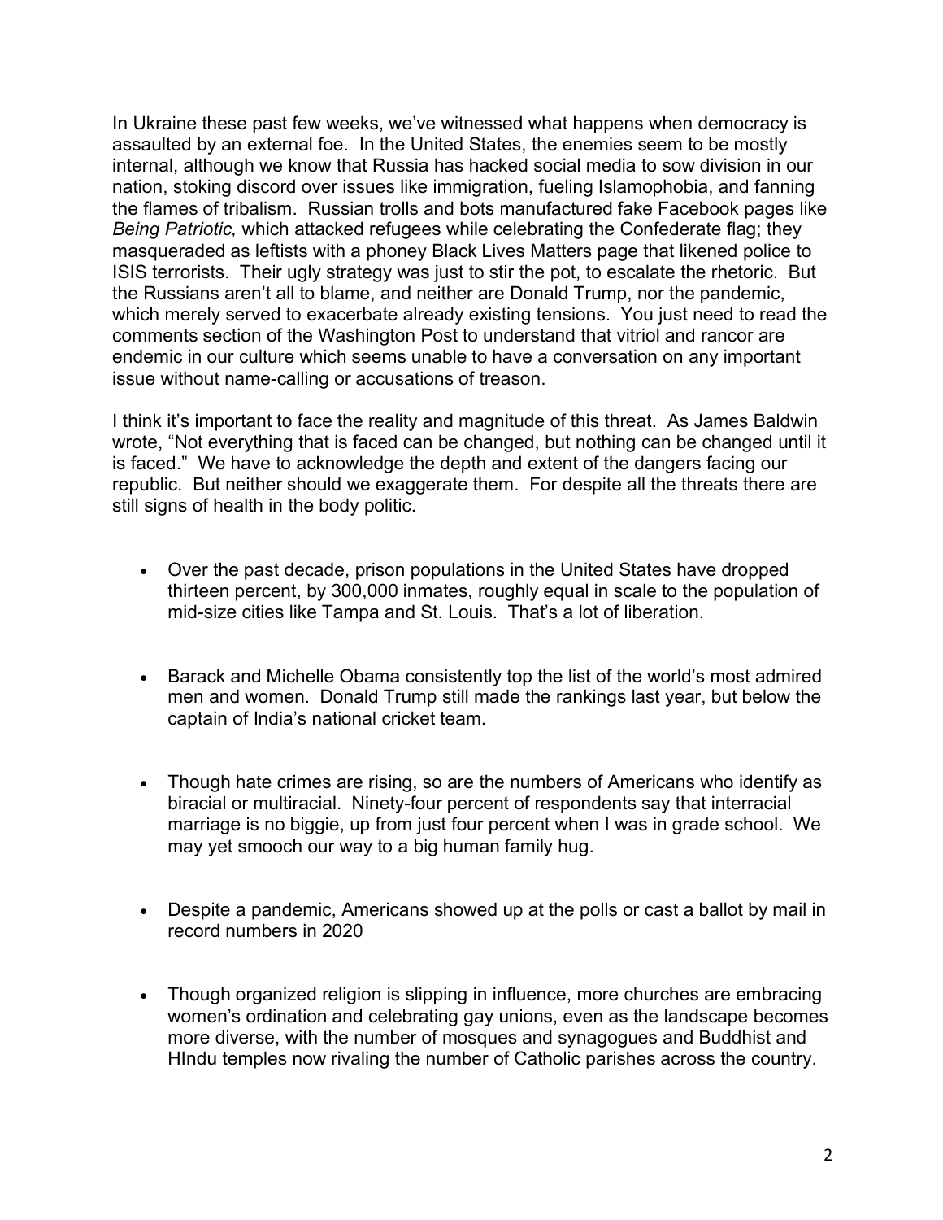In Ukraine these past few weeks, we've witnessed what happens when democracy is assaulted by an external foe. In the United States, the enemies seem to be mostly internal, although we know that Russia has hacked social media to sow division in our nation, stoking discord over issues like immigration, fueling Islamophobia, and fanning the flames of tribalism. Russian trolls and bots manufactured fake Facebook pages like *Being Patriotic,* which attacked refugees while celebrating the Confederate flag; they masqueraded as leftists with a phoney Black Lives Matters page that likened police to ISIS terrorists. Their ugly strategy was just to stir the pot, to escalate the rhetoric. But the Russians aren't all to blame, and neither are Donald Trump, nor the pandemic, which merely served to exacerbate already existing tensions. You just need to read the comments section of the Washington Post to understand that vitriol and rancor are endemic in our culture which seems unable to have a conversation on any important issue without name-calling or accusations of treason.

I think it's important to face the reality and magnitude of this threat. As James Baldwin wrote, "Not everything that is faced can be changed, but nothing can be changed until it is faced." We have to acknowledge the depth and extent of the dangers facing our republic. But neither should we exaggerate them. For despite all the threats there are still signs of health in the body politic.

- Over the past decade, prison populations in the United States have dropped thirteen percent, by 300,000 inmates, roughly equal in scale to the population of mid-size cities like Tampa and St. Louis. That's a lot of liberation.

- Barack and Michelle Obama consistently top the list of the world's most admired men and women. Donald Trump still made the rankings last year, but below the captain of India's national cricket team.

- Though hate crimes are rising, so are the numbers of Americans who identify as biracial or multiracial. Ninety-four percent of respondents say that interracial marriage is no biggie, up from just four percent when I was in grade school. We may yet smooch our way to a big human family hug.

- Despite a pandemic, Americans showed up at the polls or cast a ballot by mail in record numbers in 2020

- Though organized religion is slipping in influence, more churches are embracing women's ordination and celebrating gay unions, even as the landscape becomes more diverse, with the number of mosques and synagogues and Buddhist and HIndu temples now rivaling the number of Catholic parishes across the country.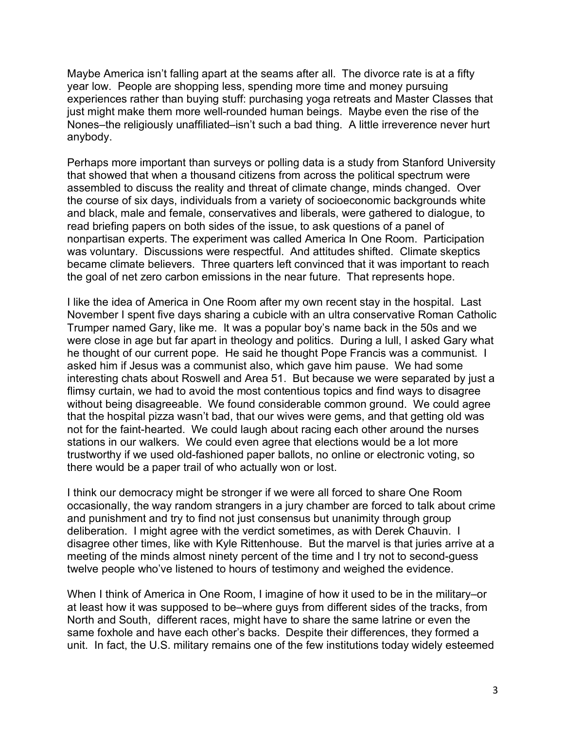Maybe America isn't falling apart at the seams after all. The divorce rate is at a fifty year low. People are shopping less, spending more time and money pursuing experiences rather than buying stuff: purchasing yoga retreats and Master Classes that just might make them more well-rounded human beings. Maybe even the rise of the Nones–the religiously unaffiliated–isn't such a bad thing. A little irreverence never hurt anybody.

Perhaps more important than surveys or polling data is a study from Stanford University that showed that when a thousand citizens from across the political spectrum were assembled to discuss the reality and threat of climate change, minds changed. Over the course of six days, individuals from a variety of socioeconomic backgrounds white and black, male and female, conservatives and liberals, were gathered to dialogue, to read briefing papers on both sides of the issue, to ask questions of a panel of nonpartisan experts. The experiment was called America In One Room. Participation was voluntary. Discussions were respectful. And attitudes shifted. Climate skeptics became climate believers. Three quarters left convinced that it was important to reach the goal of net zero carbon emissions in the near future. That represents hope.

I like the idea of America in One Room after my own recent stay in the hospital. Last November I spent five days sharing a cubicle with an ultra conservative Roman Catholic Trumper named Gary, like me. It was a popular boy's name back in the 50s and we were close in age but far apart in theology and politics. During a lull, I asked Gary what he thought of our current pope. He said he thought Pope Francis was a communist. I asked him if Jesus was a communist also, which gave him pause. We had some interesting chats about Roswell and Area 51. But because we were separated by just a flimsy curtain, we had to avoid the most contentious topics and find ways to disagree without being disagreeable. We found considerable common ground. We could agree that the hospital pizza wasn't bad, that our wives were gems, and that getting old was not for the faint-hearted. We could laugh about racing each other around the nurses stations in our walkers. We could even agree that elections would be a lot more trustworthy if we used old-fashioned paper ballots, no online or electronic voting, so there would be a paper trail of who actually won or lost.

I think our democracy might be stronger if we were all forced to share One Room occasionally, the way random strangers in a jury chamber are forced to talk about crime and punishment and try to find not just consensus but unanimity through group deliberation. I might agree with the verdict sometimes, as with Derek Chauvin. I disagree other times, like with Kyle Rittenhouse. But the marvel is that juries arrive at a meeting of the minds almost ninety percent of the time and I try not to second-guess twelve people who've listened to hours of testimony and weighed the evidence.

When I think of America in One Room, I imagine of how it used to be in the military–or at least how it was supposed to be–where guys from different sides of the tracks, from North and South, different races, might have to share the same latrine or even the same foxhole and have each other's backs. Despite their differences, they formed a unit. In fact, the U.S. military remains one of the few institutions today widely esteemed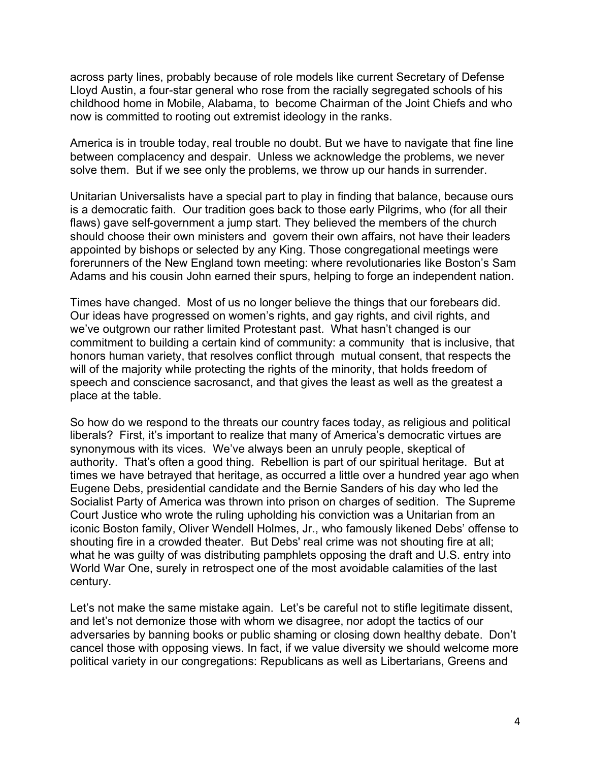across party lines, probably because of role models like current Secretary of Defense Lloyd Austin, a four-star general who rose from the racially segregated schools of his childhood home in Mobile, Alabama, to become Chairman of the Joint Chiefs and who now is committed to rooting out extremist ideology in the ranks.

America is in trouble today, real trouble no doubt. But we have to navigate that fine line between complacency and despair. Unless we acknowledge the problems, we never solve them. But if we see only the problems, we throw up our hands in surrender.

Unitarian Universalists have a special part to play in finding that balance, because ours is a democratic faith. Our tradition goes back to those early Pilgrims, who (for all their flaws) gave self-government a jump start. They believed the members of the church should choose their own ministers and govern their own affairs, not have their leaders appointed by bishops or selected by any King. Those congregational meetings were forerunners of the New England town meeting: where revolutionaries like Boston's Sam Adams and his cousin John earned their spurs, helping to forge an independent nation.

Times have changed. Most of us no longer believe the things that our forebears did. Our ideas have progressed on women's rights, and gay rights, and civil rights, and we've outgrown our rather limited Protestant past. What hasn't changed is our commitment to building a certain kind of community: a community that is inclusive, that honors human variety, that resolves conflict through mutual consent, that respects the will of the majority while protecting the rights of the minority, that holds freedom of speech and conscience sacrosanct, and that gives the least as well as the greatest a place at the table.

So how do we respond to the threats our country faces today, as religious and political liberals? First, it's important to realize that many of America's democratic virtues are synonymous with its vices. We've always been an unruly people, skeptical of authority. That's often a good thing. Rebellion is part of our spiritual heritage. But at times we have betrayed that heritage, as occurred a little over a hundred year ago when Eugene Debs, presidential candidate and the Bernie Sanders of his day who led the Socialist Party of America was thrown into prison on charges of sedition. The Supreme Court Justice who wrote the ruling upholding his conviction was a Unitarian from an iconic Boston family, Oliver Wendell Holmes, Jr., who famously likened Debs' offense to shouting fire in a crowded theater. But Debs' real crime was not shouting fire at all; what he was guilty of was distributing pamphlets opposing the draft and U.S. entry into World War One, surely in retrospect one of the most avoidable calamities of the last century.

Let's not make the same mistake again. Let's be careful not to stifle legitimate dissent, and let's not demonize those with whom we disagree, nor adopt the tactics of our adversaries by banning books or public shaming or closing down healthy debate. Don't cancel those with opposing views. In fact, if we value diversity we should welcome more political variety in our congregations: Republicans as well as Libertarians, Greens and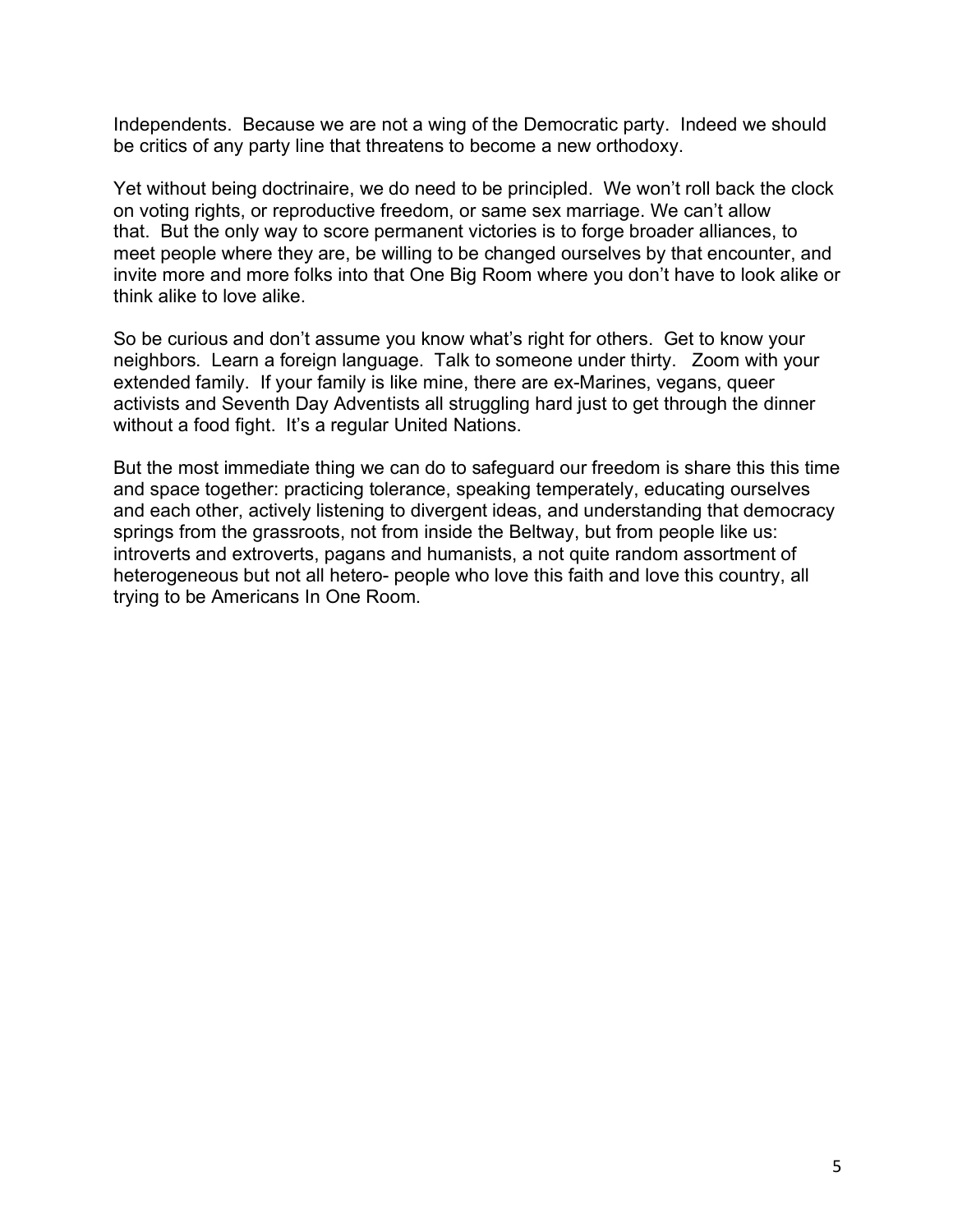Independents. Because we are not a wing of the Democratic party. Indeed we should be critics of any party line that threatens to become a new orthodoxy.

Yet without being doctrinaire, we do need to be principled. We won't roll back the clock on voting rights, or reproductive freedom, or same sex marriage. We can't allow that. But the only way to score permanent victories is to forge broader alliances, to meet people where they are, be willing to be changed ourselves by that encounter, and invite more and more folks into that One Big Room where you don't have to look alike or think alike to love alike.

So be curious and don't assume you know what's right for others. Get to know your neighbors. Learn a foreign language. Talk to someone under thirty. Zoom with your extended family. If your family is like mine, there are ex-Marines, vegans, queer activists and Seventh Day Adventists all struggling hard just to get through the dinner without a food fight. It's a regular United Nations.

But the most immediate thing we can do to safeguard our freedom is share this this time and space together: practicing tolerance, speaking temperately, educating ourselves and each other, actively listening to divergent ideas, and understanding that democracy springs from the grassroots, not from inside the Beltway, but from people like us: introverts and extroverts, pagans and humanists, a not quite random assortment of heterogeneous but not all hetero- people who love this faith and love this country, all trying to be Americans In One Room.